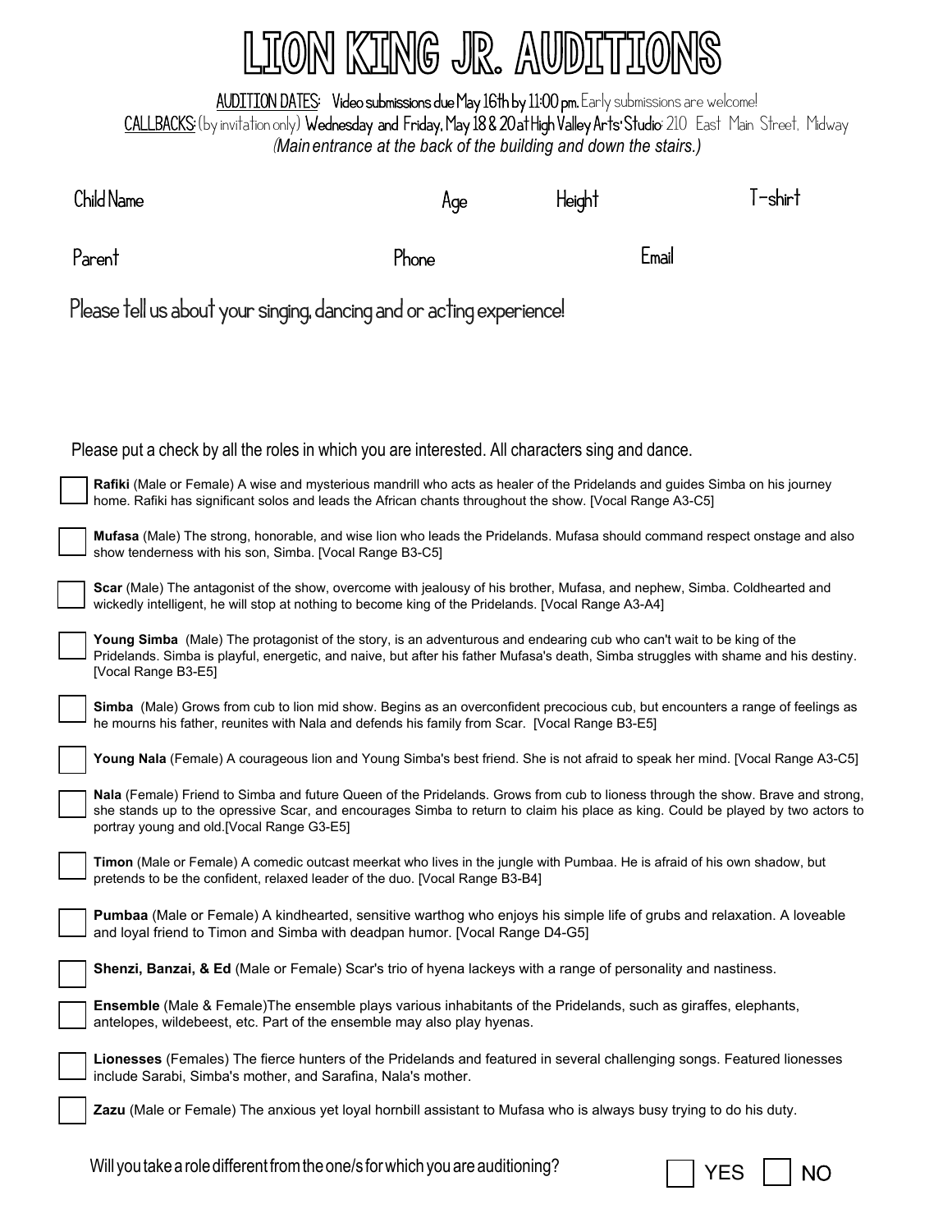# LION KING JR. AUDITIONS

AUDITION DATES: **Video submissions due May 16th by 11:00 pm.** Early submissions are welcome!
CALLBACKS: (by invitation only) **Wednesday and Friday, May 18 & 20 at High Valley Arts' Studio:** 210 East Main Street, Midway
*(Main entrance at the back of the building and down the stairs.)*

Child Name  Age  Height  T-shirt

Parent  Phone  Email

Please tell us about your singing, dancing and or acting experience!

Please put a check by all the roles in which you are interested. All characters sing and dance.

- ☐ **Rafiki** (Male or Female) A wise and mysterious mandrill who acts as healer of the Pridelands and guides Simba on his journey home. Rafiki has significant solos and leads the African chants throughout the show. [Vocal Range A3-C5]
- ☐ **Mufasa** (Male) The strong, honorable, and wise lion who leads the Pridelands. Mufasa should command respect onstage and also show tenderness with his son, Simba. [Vocal Range B3-C5]
- ☐ **Scar** (Male) The antagonist of the show, overcome with jealousy of his brother, Mufasa, and nephew, Simba. Coldhearted and wickedly intelligent, he will stop at nothing to become king of the Pridelands. [Vocal Range A3-A4]
- ☐ **Young Simba** (Male) The protagonist of the story, is an adventurous and endearing cub who can't wait to be king of the Pridelands. Simba is playful, energetic, and naive, but after his father Mufasa's death, Simba struggles with shame and his destiny. [Vocal Range B3-E5]
- ☐ **Simba** (Male) Grows from cub to lion mid show. Begins as an overconfident precocious cub, but encounters a range of feelings as he mourns his father, reunites with Nala and defends his family from Scar. [Vocal Range B3-E5]
- ☐ **Young Nala** (Female) A courageous lion and Young Simba's best friend. She is not afraid to speak her mind. [Vocal Range A3-C5]
- ☐ **Nala** (Female) Friend to Simba and future Queen of the Pridelands. Grows from cub to lioness through the show. Brave and strong, she stands up to the opressive Scar, and encourages Simba to return to claim his place as king. Could be played by two actors to portray young and old.[Vocal Range G3-E5]
- ☐ **Timon** (Male or Female) A comedic outcast meerkat who lives in the jungle with Pumbaa. He is afraid of his own shadow, but pretends to be the confident, relaxed leader of the duo. [Vocal Range B3-B4]
- ☐ **Pumbaa** (Male or Female) A kindhearted, sensitive warthog who enjoys his simple life of grubs and relaxation. A loveable and loyal friend to Timon and Simba with deadpan humor. [Vocal Range D4-G5]
- ☐ **Shenzi, Banzai, & Ed** (Male or Female) Scar's trio of hyena lackeys with a range of personality and nastiness.
- ☐ **Ensemble** (Male & Female)The ensemble plays various inhabitants of the Pridelands, such as giraffes, elephants, antelopes, wildebeest, etc. Part of the ensemble may also play hyenas.
- ☐ **Lionesses** (Females) The fierce hunters of the Pridelands and featured in several challenging songs. Featured lionesses include Sarabi, Simba's mother, and Sarafina, Nala's mother.
- ☐ **Zazu** (Male or Female) The anxious yet loyal hornbill assistant to Mufasa who is always busy trying to do his duty.

Will you take a role different from the one/s for which you are auditioning? ☐ YES ☐ NO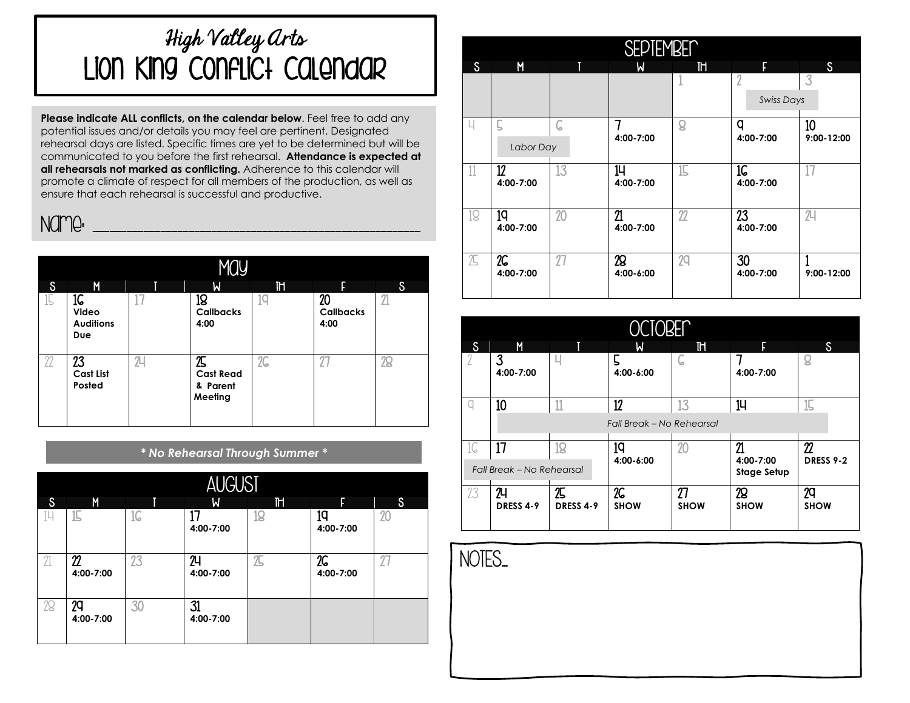# High Valley Arts
# Lion King Conflict Calendar

**Please indicate ALL conflicts, on the calendar below**. Feel free to add any potential issues and/or details you may feel are pertinent. Designated rehearsal days are listed. Specific times are yet to be determined but will be communicated to you before the first rehearsal. **Attendance is expected at all rehearsals not marked as conflicting.** Adherence to this calendar will promote a climate of respect for all members of the production, as well as ensure that each rehearsal is successful and productive.

Name: ____________________________________________

## May

| S | M | T | W | TH | F | S |
|---|---|---|---|---|---|---|
| 15 | 16 **Video Auditions Due** | 17 | 18 **Callbacks 4:00** | 19 | 20 **Callbacks 4:00** | 21 |
| 22 | 23 **Cast List Posted** | 24 | 25 **Cast Read & Parent Meeting** | 26 | 27 | 28 |

***\* No Rehearsal Through Summer \****

## August

| S | M | T | W | TH | F | S |
|---|---|---|---|---|---|---|
| 14 | 15 | 16 | 17 **4:00-7:00** | 18 | 19 **4:00-7:00** | 20 |
| 21 | 22 **4:00-7:00** | 23 | 24 **4:00-7:00** | 25 | 26 **4:00-7:00** | 27 |
| 28 | 29 **4:00-7:00** | 30 | 31 **4:00-7:00** | | | |

## September

| S | M | T | W | TH | F | S |
|---|---|---|---|---|---|---|
| | | | | 1 | 2 *Swiss Days* | 3 |
| 4 | 5 *Labor Day* | 6 | 7 **4:00-7:00** | 8 | 9 **4:00-7:00** | 10 **9:00-12:00** |
| 11 | 12 **4:00-7:00** | 13 | 14 **4:00-7:00** | 15 | 16 **4:00-7:00** | 17 |
| 18 | 19 **4:00-7:00** | 20 | 21 **4:00-7:00** | 22 | 23 **4:00-7:00** | 24 |
| 25 | 26 **4:00-7:00** | 27 | 28 **4:00-6:00** | 29 | 30 **4:00-7:00** | 1 **9:00-12:00** |

## October

| S | M | T | W | TH | F | S |
|---|---|---|---|---|---|---|
| 2 | 3 **4:00-7:00** | 4 | 5 **4:00-6:00** | 6 | 7 **4:00-7:00** | 8 |
| 9 | 10 *Fall Break – No Rehearsal* | 11 | 12 | 13 | 14 | 15 |
| 16 *Fall Break – No Rehearsal* | 17 | 18 | 19 **4:00-6:00** | 20 | 21 **4:00-7:00 Stage Setup** | 22 **DRESS 9-2** |
| 23 | 24 **DRESS 4-9** | 25 **DRESS 4-9** | 26 **SHOW** | 27 **SHOW** | 28 **SHOW** | 29 **SHOW** |

## Notes…